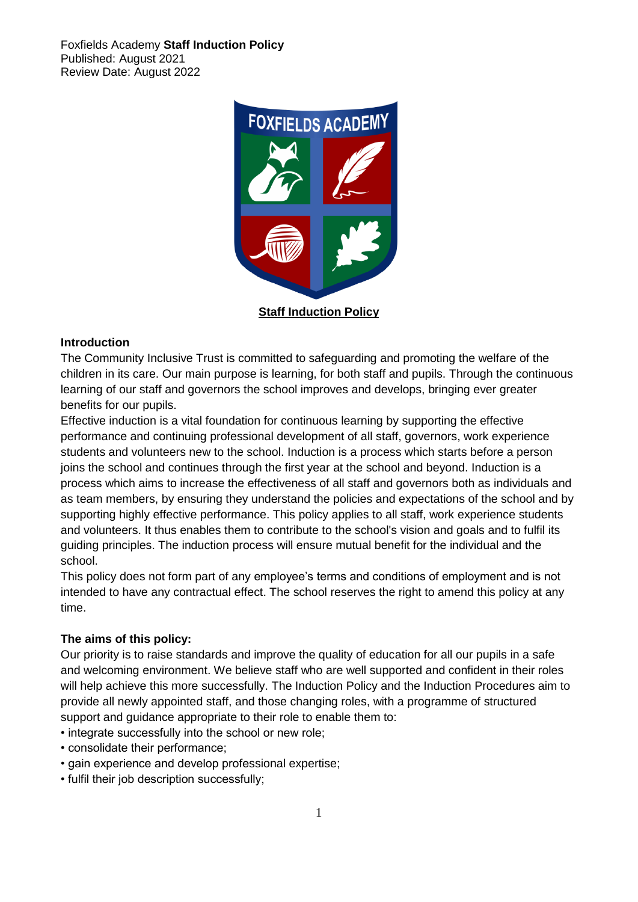Foxfields Academy **Staff Induction Policy**
Published: August 2021
Review Date: August 2022

**Staff Induction Policy**

### Introduction

The Community Inclusive Trust is committed to safeguarding and promoting the welfare of the children in its care. Our main purpose is learning, for both staff and pupils. Through the continuous learning of our staff and governors the school improves and develops, bringing ever greater benefits for our pupils.

Effective induction is a vital foundation for continuous learning by supporting the effective performance and continuing professional development of all staff, governors, work experience students and volunteers new to the school. Induction is a process which starts before a person joins the school and continues through the first year at the school and beyond. Induction is a process which aims to increase the effectiveness of all staff and governors both as individuals and as team members, by ensuring they understand the policies and expectations of the school and by supporting highly effective performance. This policy applies to all staff, work experience students and volunteers. It thus enables them to contribute to the school's vision and goals and to fulfil its guiding principles. The induction process will ensure mutual benefit for the individual and the school.

This policy does not form part of any employee's terms and conditions of employment and is not intended to have any contractual effect. The school reserves the right to amend this policy at any time.

### The aims of this policy:

Our priority is to raise standards and improve the quality of education for all our pupils in a safe and welcoming environment. We believe staff who are well supported and confident in their roles will help achieve this more successfully. The Induction Policy and the Induction Procedures aim to provide all newly appointed staff, and those changing roles, with a programme of structured support and guidance appropriate to their role to enable them to:

- integrate successfully into the school or new role;
- consolidate their performance;
- gain experience and develop professional expertise;
- fulfil their job description successfully;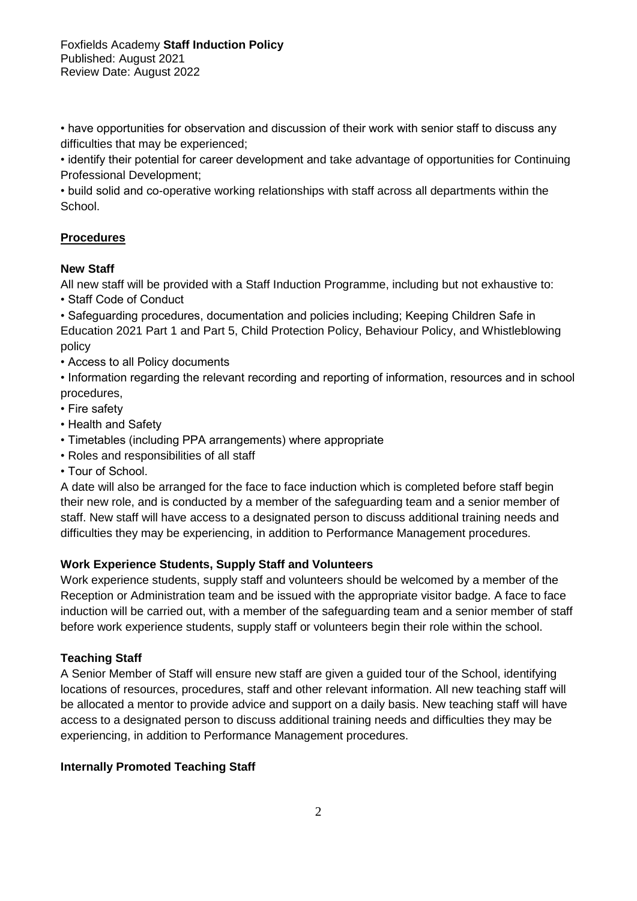• have opportunities for observation and discussion of their work with senior staff to discuss any difficulties that may be experienced;

• identify their potential for career development and take advantage of opportunities for Continuing Professional Development;

• build solid and co-operative working relationships with staff across all departments within the School.

## Procedures

### New Staff

All new staff will be provided with a Staff Induction Programme, including but not exhaustive to:

- Staff Code of Conduct
- Safeguarding procedures, documentation and policies including; Keeping Children Safe in Education 2021 Part 1 and Part 5, Child Protection Policy, Behaviour Policy, and Whistleblowing policy
- Access to all Policy documents
- Information regarding the relevant recording and reporting of information, resources and in school procedures,
- Fire safety
- Health and Safety
- Timetables (including PPA arrangements) where appropriate
- Roles and responsibilities of all staff
- Tour of School.

A date will also be arranged for the face to face induction which is completed before staff begin their new role, and is conducted by a member of the safeguarding team and a senior member of staff. New staff will have access to a designated person to discuss additional training needs and difficulties they may be experiencing, in addition to Performance Management procedures.

### Work Experience Students, Supply Staff and Volunteers

Work experience students, supply staff and volunteers should be welcomed by a member of the Reception or Administration team and be issued with the appropriate visitor badge. A face to face induction will be carried out, with a member of the safeguarding team and a senior member of staff before work experience students, supply staff or volunteers begin their role within the school.

### Teaching Staff

A Senior Member of Staff will ensure new staff are given a guided tour of the School, identifying locations of resources, procedures, staff and other relevant information. All new teaching staff will be allocated a mentor to provide advice and support on a daily basis. New teaching staff will have access to a designated person to discuss additional training needs and difficulties they may be experiencing, in addition to Performance Management procedures.

### Internally Promoted Teaching Staff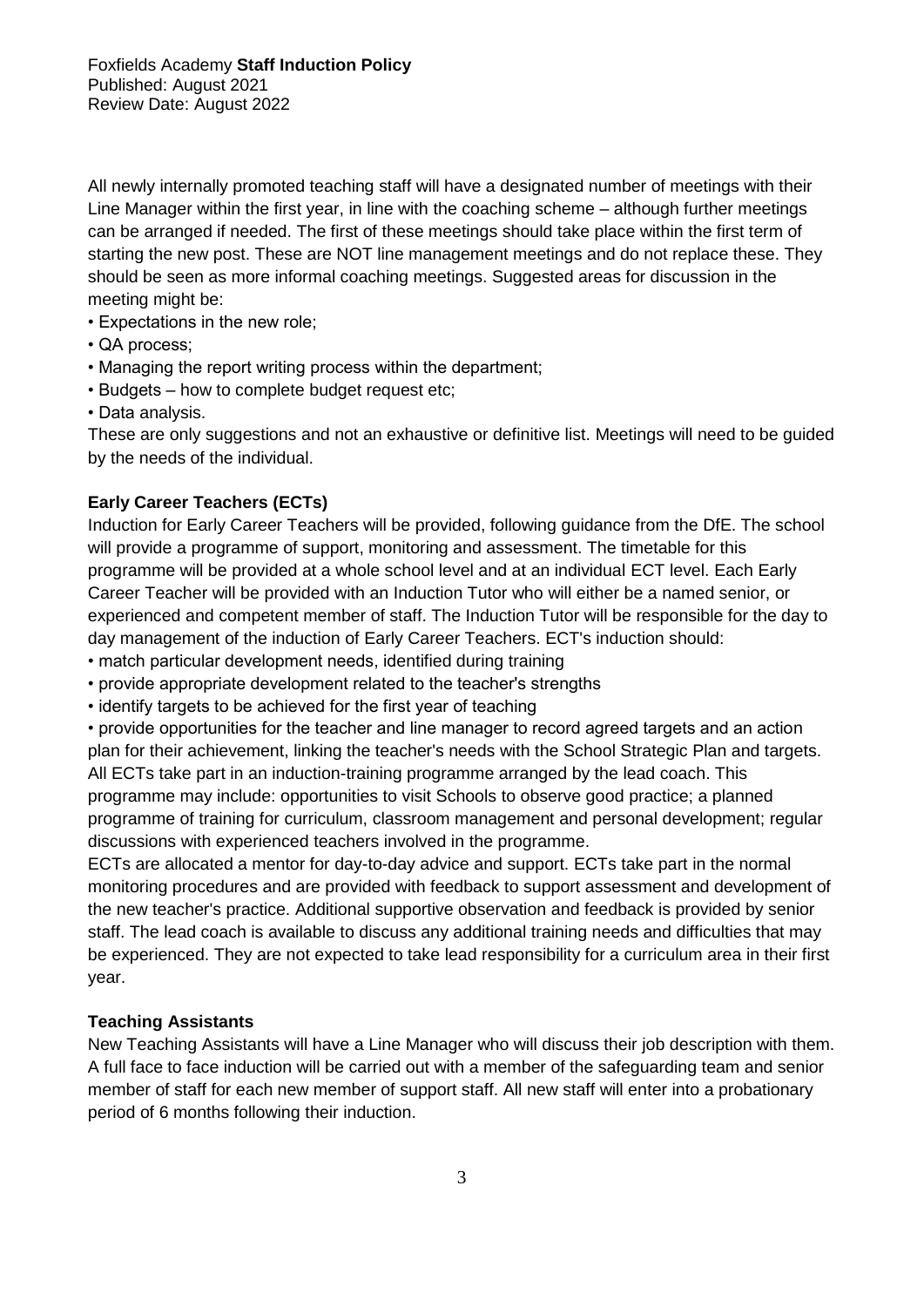All newly internally promoted teaching staff will have a designated number of meetings with their Line Manager within the first year, in line with the coaching scheme – although further meetings can be arranged if needed. The first of these meetings should take place within the first term of starting the new post. These are NOT line management meetings and do not replace these. They should be seen as more informal coaching meetings. Suggested areas for discussion in the meeting might be:

- Expectations in the new role;
- QA process;
- Managing the report writing process within the department;
- Budgets – how to complete budget request etc;
- Data analysis.

These are only suggestions and not an exhaustive or definitive list. Meetings will need to be guided by the needs of the individual.

**Early Career Teachers (ECTs)**

Induction for Early Career Teachers will be provided, following guidance from the DfE. The school will provide a programme of support, monitoring and assessment. The timetable for this programme will be provided at a whole school level and at an individual ECT level. Each Early Career Teacher will be provided with an Induction Tutor who will either be a named senior, or experienced and competent member of staff. The Induction Tutor will be responsible for the day to day management of the induction of Early Career Teachers. ECT's induction should:

- match particular development needs, identified during training
- provide appropriate development related to the teacher's strengths
- identify targets to be achieved for the first year of teaching
- provide opportunities for the teacher and line manager to record agreed targets and an action plan for their achievement, linking the teacher's needs with the School Strategic Plan and targets.

All ECTs take part in an induction-training programme arranged by the lead coach. This programme may include: opportunities to visit Schools to observe good practice; a planned programme of training for curriculum, classroom management and personal development; regular discussions with experienced teachers involved in the programme.

ECTs are allocated a mentor for day-to-day advice and support. ECTs take part in the normal monitoring procedures and are provided with feedback to support assessment and development of the new teacher's practice. Additional supportive observation and feedback is provided by senior staff. The lead coach is available to discuss any additional training needs and difficulties that may be experienced. They are not expected to take lead responsibility for a curriculum area in their first year.

**Teaching Assistants**

New Teaching Assistants will have a Line Manager who will discuss their job description with them. A full face to face induction will be carried out with a member of the safeguarding team and senior member of staff for each new member of support staff. All new staff will enter into a probationary period of 6 months following their induction.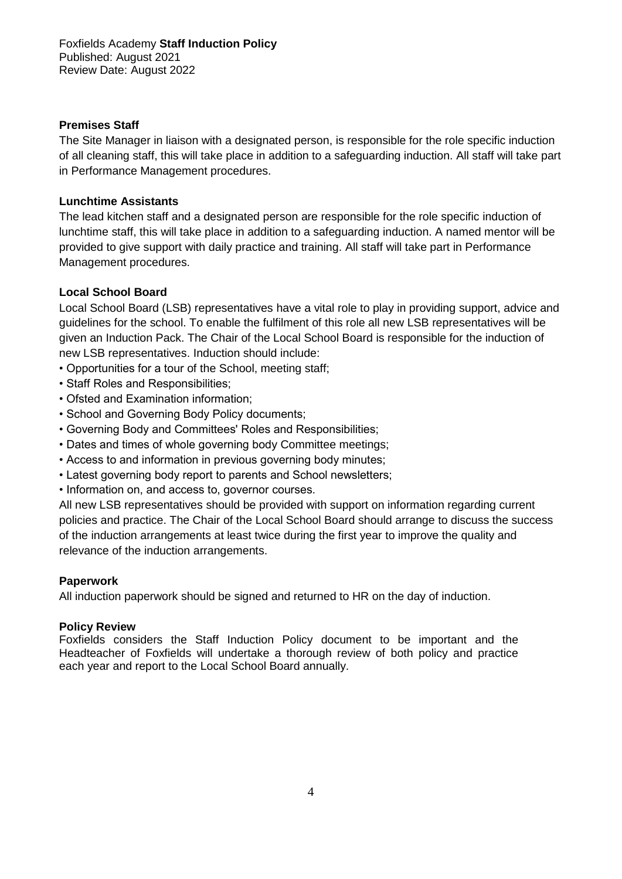### Premises Staff

The Site Manager in liaison with a designated person, is responsible for the role specific induction of all cleaning staff, this will take place in addition to a safeguarding induction. All staff will take part in Performance Management procedures.

### Lunchtime Assistants

The lead kitchen staff and a designated person are responsible for the role specific induction of lunchtime staff, this will take place in addition to a safeguarding induction. A named mentor will be provided to give support with daily practice and training. All staff will take part in Performance Management procedures.

### Local School Board

Local School Board (LSB) representatives have a vital role to play in providing support, advice and guidelines for the school. To enable the fulfilment of this role all new LSB representatives will be given an Induction Pack. The Chair of the Local School Board is responsible for the induction of new LSB representatives. Induction should include:

- Opportunities for a tour of the School, meeting staff;
- Staff Roles and Responsibilities;
- Ofsted and Examination information;
- School and Governing Body Policy documents;
- Governing Body and Committees' Roles and Responsibilities;
- Dates and times of whole governing body Committee meetings;
- Access to and information in previous governing body minutes;
- Latest governing body report to parents and School newsletters;
- Information on, and access to, governor courses.

All new LSB representatives should be provided with support on information regarding current policies and practice. The Chair of the Local School Board should arrange to discuss the success of the induction arrangements at least twice during the first year to improve the quality and relevance of the induction arrangements.

### Paperwork

All induction paperwork should be signed and returned to HR on the day of induction.

### Policy Review

Foxfields considers the Staff Induction Policy document to be important and the Headteacher of Foxfields will undertake a thorough review of both policy and practice each year and report to the Local School Board annually.